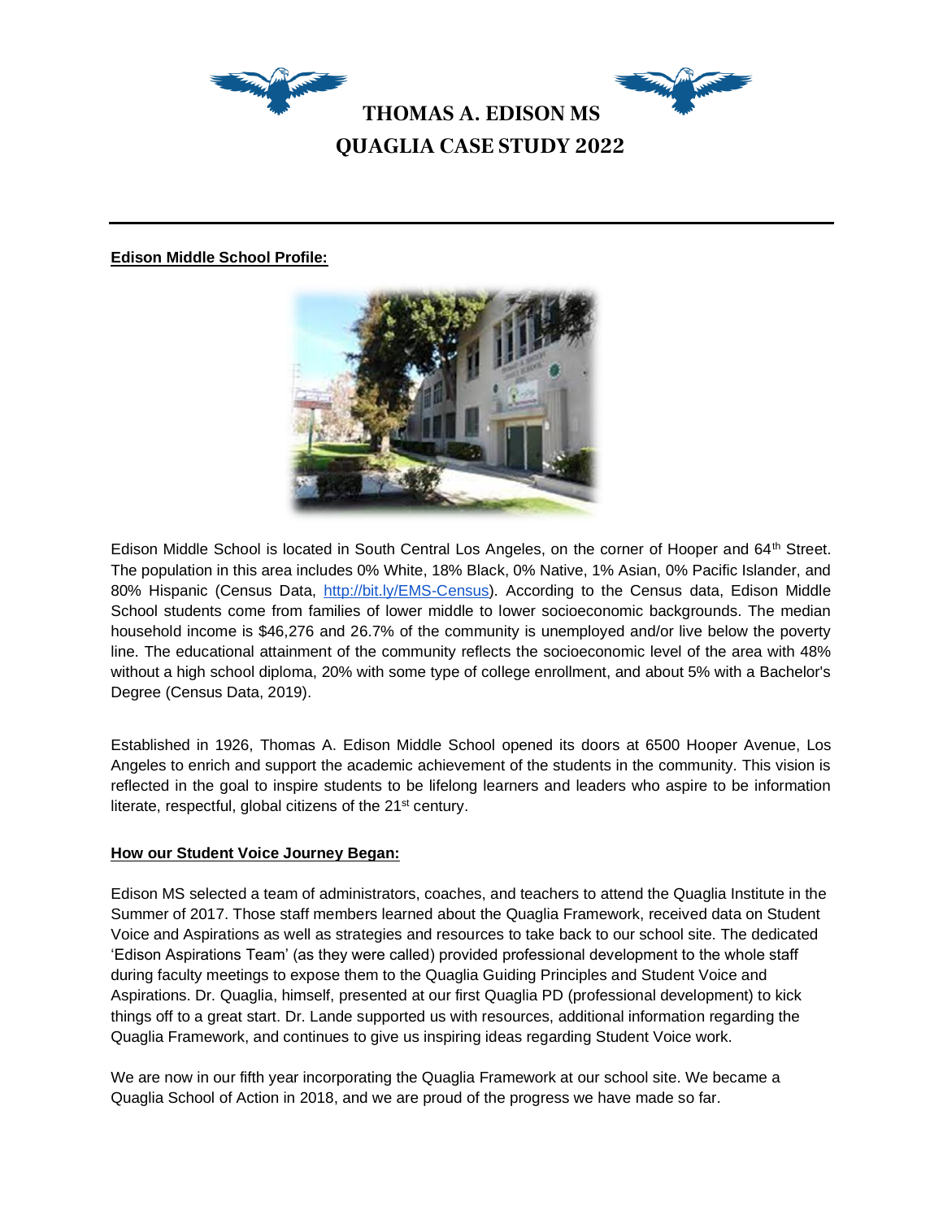# THOMAS A. EDISON MS
# QUAGLIA CASE STUDY 2022

---

**Edison Middle School Profile:**

Edison Middle School is located in South Central Los Angeles, on the corner of Hooper and 64th Street. The population in this area includes 0% White, 18% Black, 0% Native, 1% Asian, 0% Pacific Islander, and 80% Hispanic (Census Data, [http://bit.ly/EMS-Census](http://bit.ly/EMS-Census)). According to the Census data, Edison Middle School students come from families of lower middle to lower socioeconomic backgrounds. The median household income is $46,276 and 26.7% of the community is unemployed and/or live below the poverty line. The educational attainment of the community reflects the socioeconomic level of the area with 48% without a high school diploma, 20% with some type of college enrollment, and about 5% with a Bachelor's Degree (Census Data, 2019).

Established in 1926, Thomas A. Edison Middle School opened its doors at 6500 Hooper Avenue, Los Angeles to enrich and support the academic achievement of the students in the community. This vision is reflected in the goal to inspire students to be lifelong learners and leaders who aspire to be information literate, respectful, global citizens of the 21st century.

**How our Student Voice Journey Began:**

Edison MS selected a team of administrators, coaches, and teachers to attend the Quaglia Institute in the Summer of 2017. Those staff members learned about the Quaglia Framework, received data on Student Voice and Aspirations as well as strategies and resources to take back to our school site. The dedicated 'Edison Aspirations Team' (as they were called) provided professional development to the whole staff during faculty meetings to expose them to the Quaglia Guiding Principles and Student Voice and Aspirations. Dr. Quaglia, himself, presented at our first Quaglia PD (professional development) to kick things off to a great start. Dr. Lande supported us with resources, additional information regarding the Quaglia Framework, and continues to give us inspiring ideas regarding Student Voice work.

We are now in our fifth year incorporating the Quaglia Framework at our school site. We became a Quaglia School of Action in 2018, and we are proud of the progress we have made so far.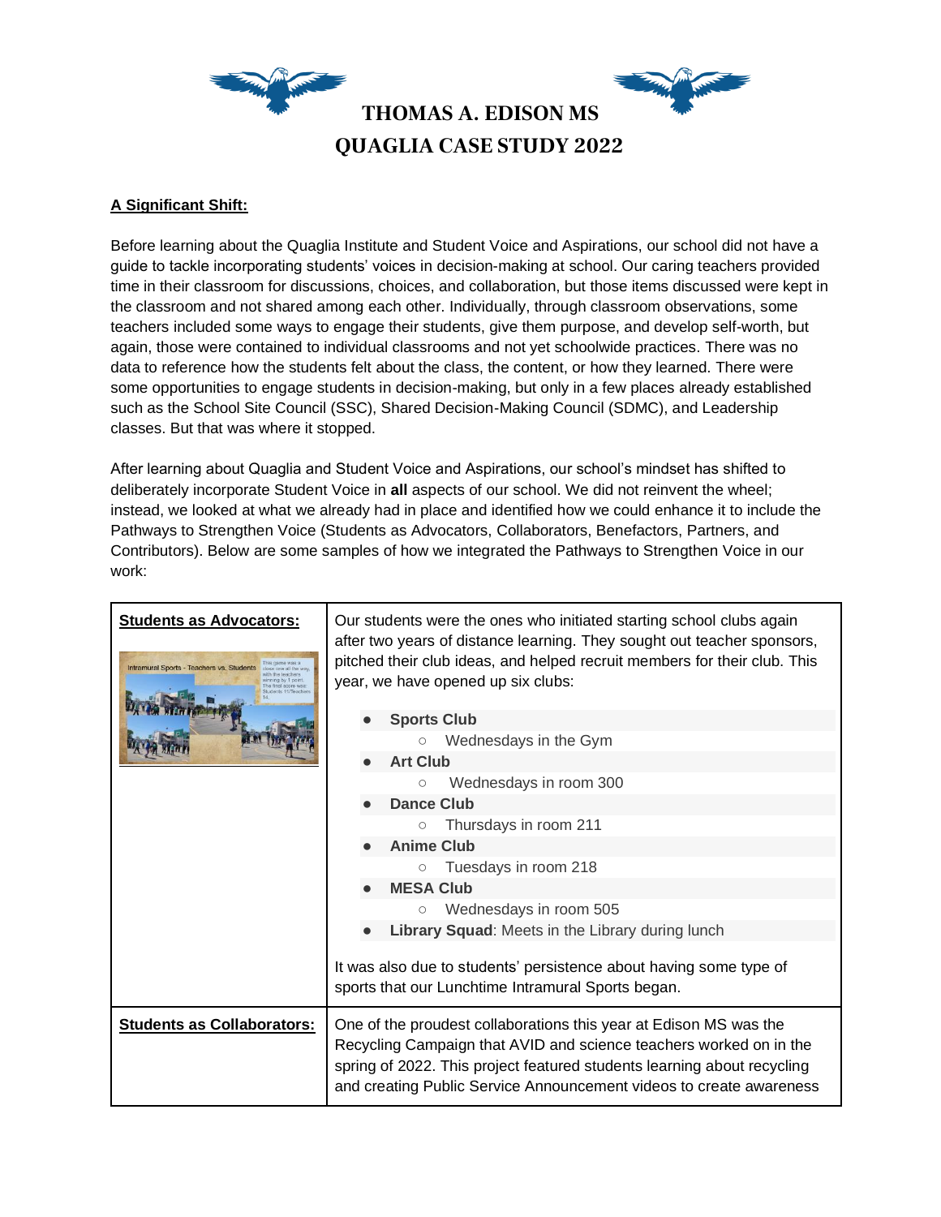# THOMAS A. EDISON MS
# QUAGLIA CASE STUDY 2022

**A Significant Shift:**

Before learning about the Quaglia Institute and Student Voice and Aspirations, our school did not have a guide to tackle incorporating students' voices in decision-making at school. Our caring teachers provided time in their classroom for discussions, choices, and collaboration, but those items discussed were kept in the classroom and not shared among each other. Individually, through classroom observations, some teachers included some ways to engage their students, give them purpose, and develop self-worth, but again, those were contained to individual classrooms and not yet schoolwide practices. There was no data to reference how the students felt about the class, the content, or how they learned. There were some opportunities to engage students in decision-making, but only in a few places already established such as the School Site Council (SSC), Shared Decision-Making Council (SDMC), and Leadership classes. But that was where it stopped.

After learning about Quaglia and Student Voice and Aspirations, our school's mindset has shifted to deliberately incorporate Student Voice in **all** aspects of our school. We did not reinvent the wheel; instead, we looked at what we already had in place and identified how we could enhance it to include the Pathways to Strengthen Voice (Students as Advocators, Collaborators, Benefactors, Partners, and Contributors). Below are some samples of how we integrated the Pathways to Strengthen Voice in our work:

| | |
|---|---|
| **Students as Advocators:** | Our students were the ones who initiated starting school clubs again after two years of distance learning. They sought out teacher sponsors, pitched their club ideas, and helped recruit members for their club. This year, we have opened up six clubs:<br>• **Sports Club**<br>  ○ Wednesdays in the Gym<br>• **Art Club**<br>  ○ Wednesdays in room 300<br>• **Dance Club**<br>  ○ Thursdays in room 211<br>• **Anime Club**<br>  ○ Tuesdays in room 218<br>• **MESA Club**<br>  ○ Wednesdays in room 505<br>• **Library Squad**: Meets in the Library during lunch<br><br>It was also due to students' persistence about having some type of sports that our Lunchtime Intramural Sports began. |
| **Students as Collaborators:** | One of the proudest collaborations this year at Edison MS was the Recycling Campaign that AVID and science teachers worked on in the spring of 2022. This project featured students learning about recycling and creating Public Service Announcement videos to create awareness |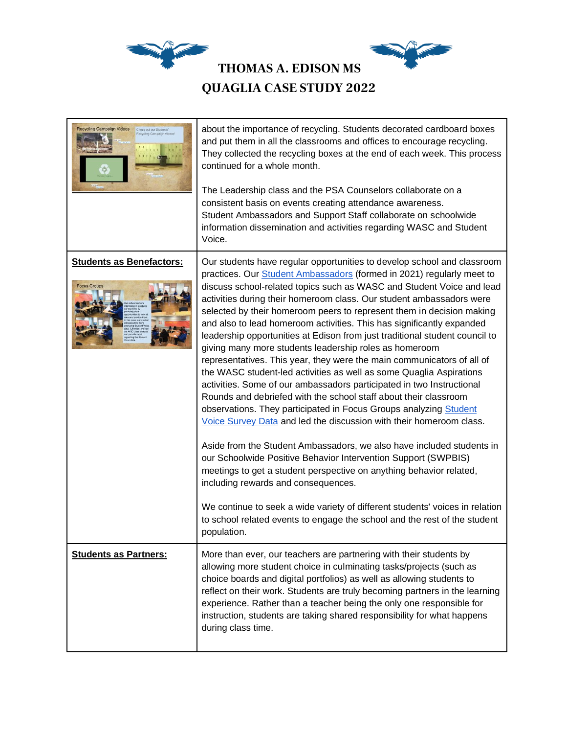# THOMAS A. EDISON MS
# QUAGLIA CASE STUDY 2022

| | |
|---|---|
| | about the importance of recycling. Students decorated cardboard boxes and put them in all the classrooms and offices to encourage recycling. They collected the recycling boxes at the end of each week. This process continued for a whole month.<br><br>The Leadership class and the PSA Counselors collaborate on a consistent basis on events creating attendance awareness. Student Ambassadors and Support Staff collaborate on schoolwide information dissemination and activities regarding WASC and Student Voice. |
| **Students as Benefactors:** | Our students have regular opportunities to develop school and classroom practices. Our Student Ambassadors (formed in 2021) regularly meet to discuss school-related topics such as WASC and Student Voice and lead activities during their homeroom class. Our student ambassadors were selected by their homeroom peers to represent them in decision making and also to lead homeroom activities. This has significantly expanded leadership opportunities at Edison from just traditional student council to giving many more students leadership roles as homeroom representatives. This year, they were the main communicators of all of the WASC student-led activities as well as some Quaglia Aspirations activities. Some of our ambassadors participated in two Instructional Rounds and debriefed with the school staff about their classroom observations. They participated in Focus Groups analyzing Student Voice Survey Data and led the discussion with their homeroom class.<br><br>Aside from the Student Ambassadors, we also have included students in our Schoolwide Positive Behavior Intervention Support (SWPBIS) meetings to get a student perspective on anything behavior related, including rewards and consequences.<br><br>We continue to seek a wide variety of different students' voices in relation to school related events to engage the school and the rest of the student population. |
| **Students as Partners:** | More than ever, our teachers are partnering with their students by allowing more student choice in culminating tasks/projects (such as choice boards and digital portfolios) as well as allowing students to reflect on their work. Students are truly becoming partners in the learning experience. Rather than a teacher being the only one responsible for instruction, students are taking shared responsibility for what happens during class time. |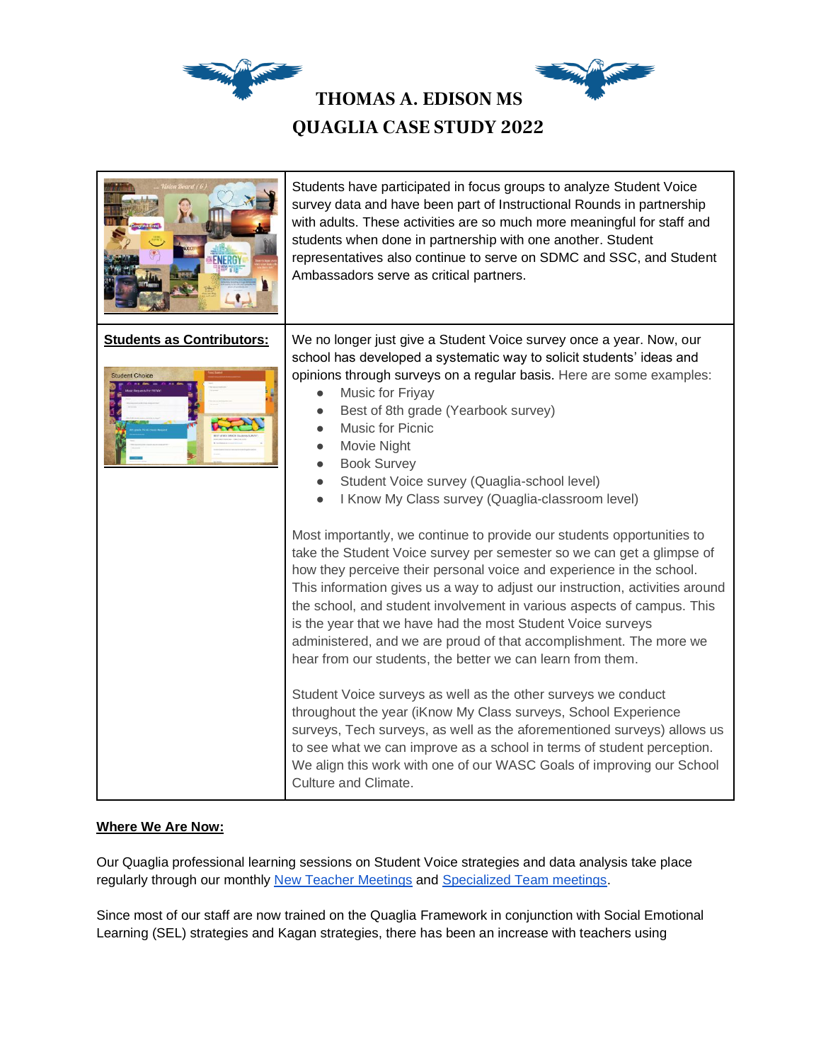# THOMAS A. EDISON MS
# QUAGLIA CASE STUDY 2022

| | |
|---|---|
| | Students have participated in focus groups to analyze Student Voice survey data and have been part of Instructional Rounds in partnership with adults. These activities are so much more meaningful for staff and students when done in partnership with one another. Student representatives also continue to serve on SDMC and SSC, and Student Ambassadors serve as critical partners. |
| **Students as Contributors:** | We no longer just give a Student Voice survey once a year. Now, our school has developed a systematic way to solicit students' ideas and opinions through surveys on a regular basis. Here are some examples:<br>• Music for Friyay<br>• Best of 8th grade (Yearbook survey)<br>• Music for Picnic<br>• Movie Night<br>• Book Survey<br>• Student Voice survey (Quaglia-school level)<br>• I Know My Class survey (Quaglia-classroom level)<br><br>Most importantly, we continue to provide our students opportunities to take the Student Voice survey per semester so we can get a glimpse of how they perceive their personal voice and experience in the school. This information gives us a way to adjust our instruction, activities around the school, and student involvement in various aspects of campus. This is the year that we have had the most Student Voice surveys administered, and we are proud of that accomplishment. The more we hear from our students, the better we can learn from them.<br><br>Student Voice surveys as well as the other surveys we conduct throughout the year (iKnow My Class surveys, School Experience surveys, Tech surveys, as well as the aforementioned surveys) allows us to see what we can improve as a school in terms of student perception. We align this work with one of our WASC Goals of improving our School Culture and Climate. |

**Where We Are Now:**

Our Quaglia professional learning sessions on Student Voice strategies and data analysis take place regularly through our monthly New Teacher Meetings and Specialized Team meetings.

Since most of our staff are now trained on the Quaglia Framework in conjunction with Social Emotional Learning (SEL) strategies and Kagan strategies, there has been an increase with teachers using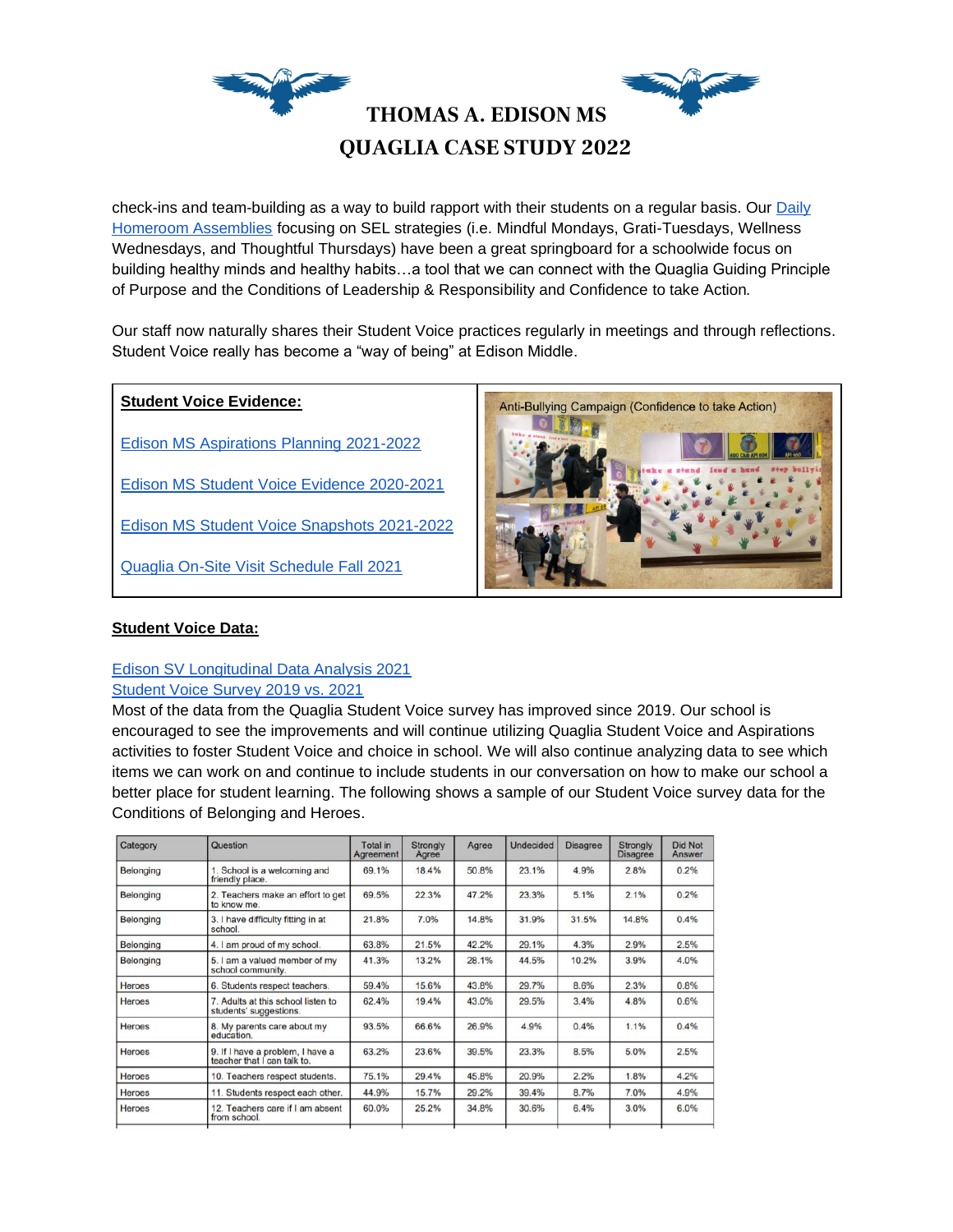check-ins and team-building as a way to build rapport with their students on a regular basis. Our Daily Homeroom Assemblies focusing on SEL strategies (i.e. Mindful Mondays, Grati-Tuesdays, Wellness Wednesdays, and Thoughtful Thursdays) have been a great springboard for a schoolwide focus on building healthy minds and healthy habits…a tool that we can connect with the Quaglia Guiding Principle of Purpose and the Conditions of Leadership & Responsibility and Confidence to take Action*.*

Our staff now naturally shares their Student Voice practices regularly in meetings and through reflections. Student Voice really has become a "way of being" at Edison Middle.

**Student Voice Evidence:**

Edison MS Aspirations Planning 2021-2022

Edison MS Student Voice Evidence 2020-2021

Edison MS Student Voice Snapshots 2021-2022

Quaglia On-Site Visit Schedule Fall 2021

Anti-Bullying Campaign (Confidence to take Action)

**Student Voice Data:**

Edison SV Longitudinal Data Analysis 2021
Student Voice Survey 2019 vs. 2021

Most of the data from the Quaglia Student Voice survey has improved since 2019. Our school is encouraged to see the improvements and will continue utilizing Quaglia Student Voice and Aspirations activities to foster Student Voice and choice in school. We will also continue analyzing data to see which items we can work on and continue to include students in our conversation on how to make our school a better place for student learning. The following shows a sample of our Student Voice survey data for the Conditions of Belonging and Heroes.

| Category | Question | Total in Agreement | Strongly Agree | Agree | Undecided | Disagree | Strongly Disagree | Did Not Answer |
|---|---|---|---|---|---|---|---|---|
| Belonging | 1. School is a welcoming and friendly place. | 69.1% | 18.4% | 50.8% | 23.1% | 4.9% | 2.8% | 0.2% |
| Belonging | 2. Teachers make an effort to get to know me. | 69.5% | 22.3% | 47.2% | 23.3% | 5.1% | 2.1% | 0.2% |
| Belonging | 3. I have difficulty fitting in at school. | 21.8% | 7.0% | 14.8% | 31.9% | 31.5% | 14.8% | 0.4% |
| Belonging | 4. I am proud of my school. | 63.8% | 21.5% | 42.2% | 29.1% | 4.3% | 2.9% | 2.5% |
| Belonging | 5. I am a valued member of my school community. | 41.3% | 13.2% | 28.1% | 44.5% | 10.2% | 3.9% | 4.0% |
| Heroes | 6. Students respect teachers. | 59.4% | 15.6% | 43.8% | 29.7% | 8.6% | 2.3% | 0.8% |
| Heroes | 7. Adults at this school listen to students' suggestions. | 62.4% | 19.4% | 43.0% | 29.5% | 3.4% | 4.8% | 0.6% |
| Heroes | 8. My parents care about my education. | 93.5% | 66.6% | 26.9% | 4.9% | 0.4% | 1.1% | 0.4% |
| Heroes | 9. If I have a problem, I have a teacher that I can talk to. | 63.2% | 23.6% | 39.5% | 23.3% | 8.5% | 5.0% | 2.5% |
| Heroes | 10. Teachers respect students. | 75.1% | 29.4% | 45.8% | 20.9% | 2.2% | 1.8% | 4.2% |
| Heroes | 11. Students respect each other. | 44.9% | 15.7% | 29.2% | 39.4% | 8.7% | 7.0% | 4.9% |
| Heroes | 12. Teachers care if I am absent from school. | 60.0% | 25.2% | 34.8% | 30.6% | 6.4% | 3.0% | 6.0% |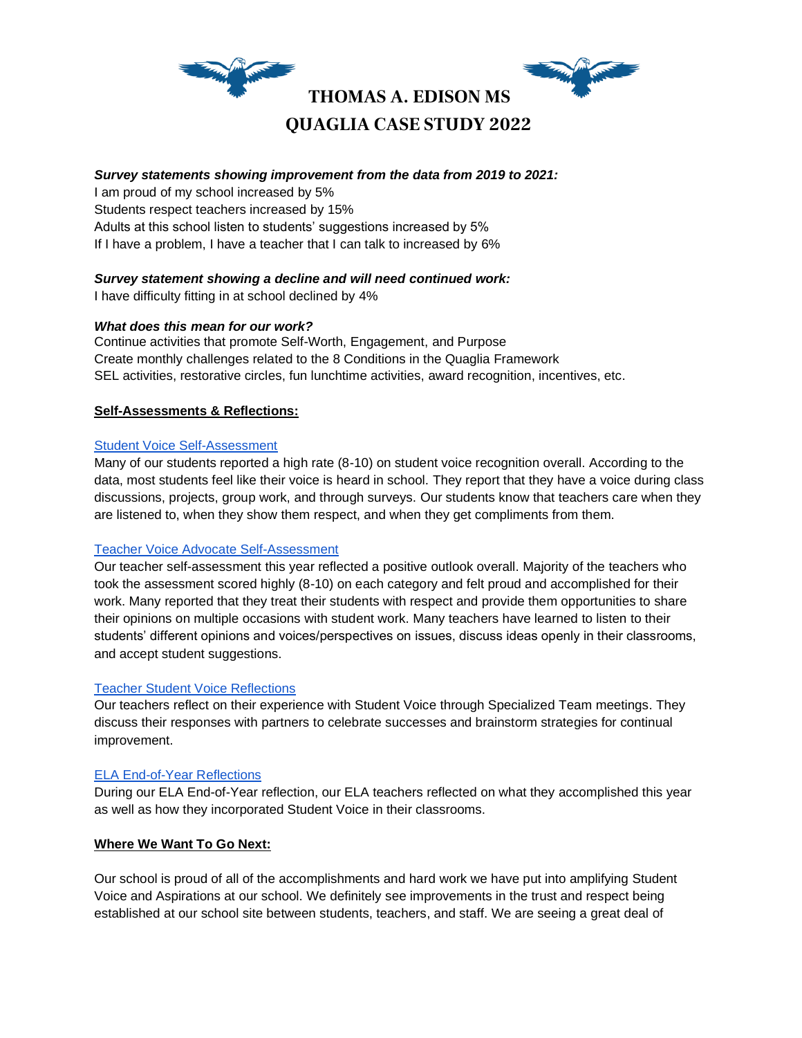# THOMAS A. EDISON MS
# QUAGLIA CASE STUDY 2022

***Survey statements showing improvement from the data from 2019 to 2021:***

I am proud of my school increased by 5%
Students respect teachers increased by 15%
Adults at this school listen to students' suggestions increased by 5%
If I have a problem, I have a teacher that I can talk to increased by 6%

***Survey statement showing a decline and will need continued work:***

I have difficulty fitting in at school declined by 4%

***What does this mean for our work?***

Continue activities that promote Self-Worth, Engagement, and Purpose
Create monthly challenges related to the 8 Conditions in the Quaglia Framework
SEL activities, restorative circles, fun lunchtime activities, award recognition, incentives, etc.

**Self-Assessments & Reflections:**

Student Voice Self-Assessment

Many of our students reported a high rate (8-10) on student voice recognition overall. According to the data, most students feel like their voice is heard in school. They report that they have a voice during class discussions, projects, group work, and through surveys. Our students know that teachers care when they are listened to, when they show them respect, and when they get compliments from them.

Teacher Voice Advocate Self-Assessment

Our teacher self-assessment this year reflected a positive outlook overall. Majority of the teachers who took the assessment scored highly (8-10) on each category and felt proud and accomplished for their work. Many reported that they treat their students with respect and provide them opportunities to share their opinions on multiple occasions with student work. Many teachers have learned to listen to their students' different opinions and voices/perspectives on issues, discuss ideas openly in their classrooms, and accept student suggestions.

Teacher Student Voice Reflections

Our teachers reflect on their experience with Student Voice through Specialized Team meetings. They discuss their responses with partners to celebrate successes and brainstorm strategies for continual improvement.

ELA End-of-Year Reflections

During our ELA End-of-Year reflection, our ELA teachers reflected on what they accomplished this year as well as how they incorporated Student Voice in their classrooms.

**Where We Want To Go Next:**

Our school is proud of all of the accomplishments and hard work we have put into amplifying Student Voice and Aspirations at our school. We definitely see improvements in the trust and respect being established at our school site between students, teachers, and staff. We are seeing a great deal of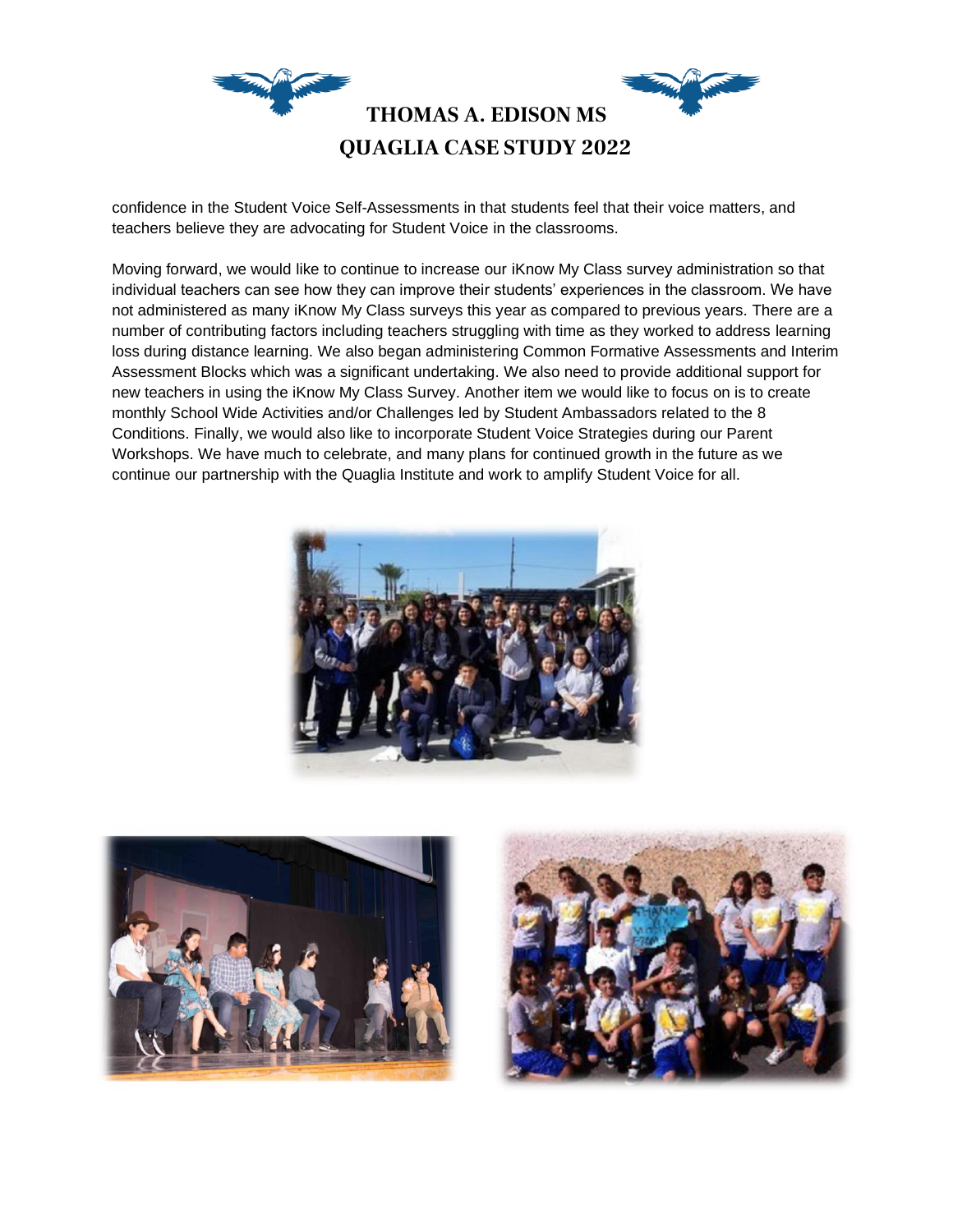confidence in the Student Voice Self-Assessments in that students feel that their voice matters, and teachers believe they are advocating for Student Voice in the classrooms.

Moving forward, we would like to continue to increase our iKnow My Class survey administration so that individual teachers can see how they can improve their students' experiences in the classroom. We have not administered as many iKnow My Class surveys this year as compared to previous years. There are a number of contributing factors including teachers struggling with time as they worked to address learning loss during distance learning. We also began administering Common Formative Assessments and Interim Assessment Blocks which was a significant undertaking. We also need to provide additional support for new teachers in using the iKnow My Class Survey. Another item we would like to focus on is to create monthly School Wide Activities and/or Challenges led by Student Ambassadors related to the 8 Conditions. Finally, we would also like to incorporate Student Voice Strategies during our Parent Workshops. We have much to celebrate, and many plans for continued growth in the future as we continue our partnership with the Quaglia Institute and work to amplify Student Voice for all.